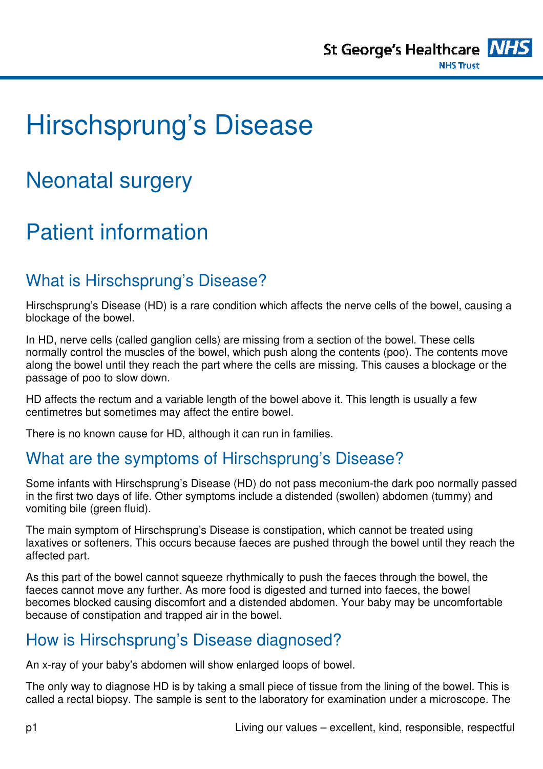# Hirschsprung's Disease

## Neonatal surgery

## Patient information

### What is Hirschsprung's Disease?

Hirschsprung's Disease (HD) is a rare condition which affects the nerve cells of the bowel, causing a blockage of the bowel.

In HD, nerve cells (called ganglion cells) are missing from a section of the bowel. These cells normally control the muscles of the bowel, which push along the contents (poo). The contents move along the bowel until they reach the part where the cells are missing. This causes a blockage or the passage of poo to slow down.

HD affects the rectum and a variable length of the bowel above it. This length is usually a few centimetres but sometimes may affect the entire bowel.

There is no known cause for HD, although it can run in families.

### What are the symptoms of Hirschsprung's Disease?

Some infants with Hirschsprung's Disease (HD) do not pass meconium-the dark poo normally passed in the first two days of life. Other symptoms include a distended (swollen) abdomen (tummy) and vomiting bile (green fluid).

The main symptom of Hirschsprung's Disease is constipation, which cannot be treated using laxatives or softeners. This occurs because faeces are pushed through the bowel until they reach the affected part.

As this part of the bowel cannot squeeze rhythmically to push the faeces through the bowel, the faeces cannot move any further. As more food is digested and turned into faeces, the bowel becomes blocked causing discomfort and a distended abdomen. Your baby may be uncomfortable because of constipation and trapped air in the bowel.

### How is Hirschsprung's Disease diagnosed?

An x-ray of your baby's abdomen will show enlarged loops of bowel.

The only way to diagnose HD is by taking a small piece of tissue from the lining of the bowel. This is called a rectal biopsy. The sample is sent to the laboratory for examination under a microscope. The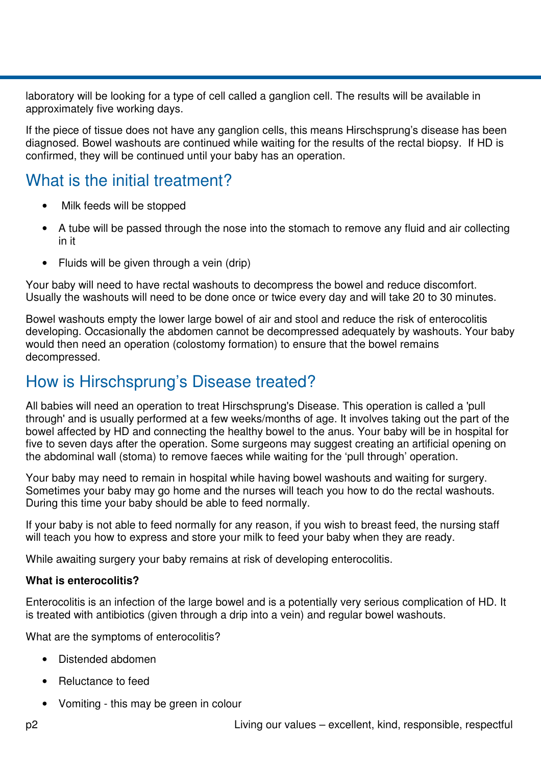laboratory will be looking for a type of cell called a ganglion cell. The results will be available in approximately five working days.

If the piece of tissue does not have any ganglion cells, this means Hirschsprung's disease has been diagnosed. Bowel washouts are continued while waiting for the results of the rectal biopsy. If HD is confirmed, they will be continued until your baby has an operation.

## What is the initial treatment?

- Milk feeds will be stopped
- A tube will be passed through the nose into the stomach to remove any fluid and air collecting in it
- Fluids will be given through a vein (drip)

Your baby will need to have rectal washouts to decompress the bowel and reduce discomfort. Usually the washouts will need to be done once or twice every day and will take 20 to 30 minutes.

Bowel washouts empty the lower large bowel of air and stool and reduce the risk of enterocolitis developing. Occasionally the abdomen cannot be decompressed adequately by washouts. Your baby would then need an operation (colostomy formation) to ensure that the bowel remains decompressed.

## How is Hirschsprung's Disease treated?

All babies will need an operation to treat Hirschsprung's Disease. This operation is called a 'pull through' and is usually performed at a few weeks/months of age. It involves taking out the part of the bowel affected by HD and connecting the healthy bowel to the anus. Your baby will be in hospital for five to seven days after the operation. Some surgeons may suggest creating an artificial opening on the abdominal wall (stoma) to remove faeces while waiting for the 'pull through' operation.

Your baby may need to remain in hospital while having bowel washouts and waiting for surgery. Sometimes your baby may go home and the nurses will teach you how to do the rectal washouts. During this time your baby should be able to feed normally.

If your baby is not able to feed normally for any reason, if you wish to breast feed, the nursing staff will teach you how to express and store your milk to feed your baby when they are ready.

While awaiting surgery your baby remains at risk of developing enterocolitis.

**What is enterocolitis?**

Enterocolitis is an infection of the large bowel and is a potentially very serious complication of HD. It is treated with antibiotics (given through a drip into a vein) and regular bowel washouts.

What are the symptoms of enterocolitis?

- Distended abdomen
- Reluctance to feed
- Vomiting - this may be green in colour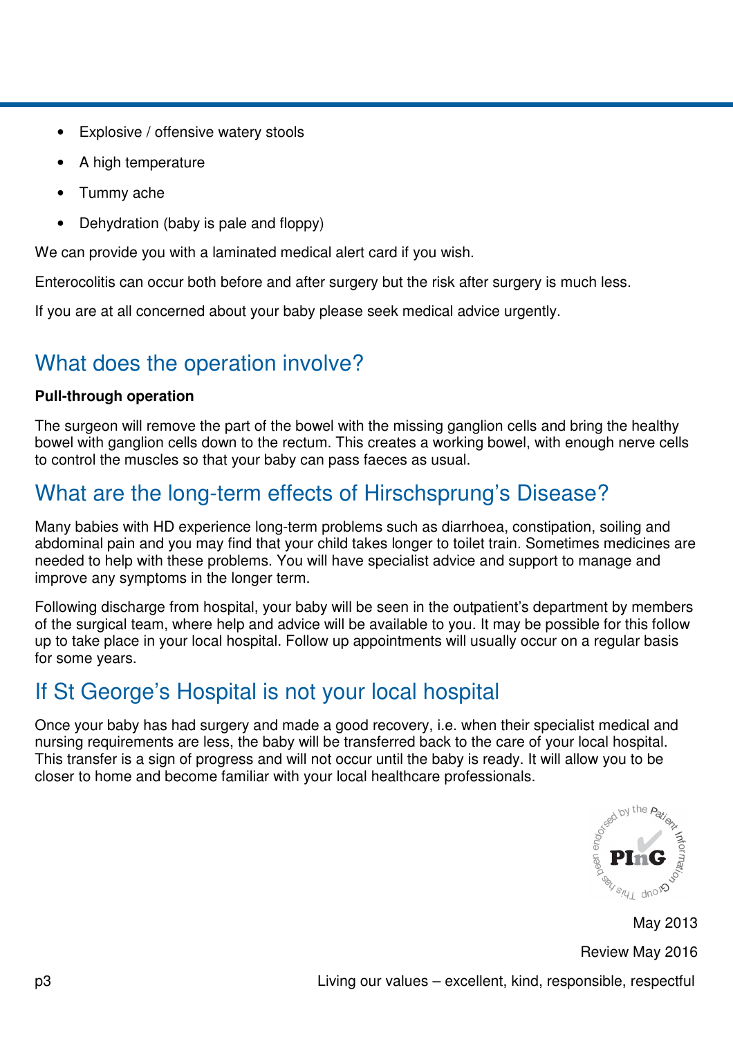- Explosive / offensive watery stools
- A high temperature
- Tummy ache
- Dehydration (baby is pale and floppy)

We can provide you with a laminated medical alert card if you wish.

Enterocolitis can occur both before and after surgery but the risk after surgery is much less.

If you are at all concerned about your baby please seek medical advice urgently.

## What does the operation involve?

**Pull-through operation**

The surgeon will remove the part of the bowel with the missing ganglion cells and bring the healthy bowel with ganglion cells down to the rectum. This creates a working bowel, with enough nerve cells to control the muscles so that your baby can pass faeces as usual.

## What are the long-term effects of Hirschsprung's Disease?

Many babies with HD experience long-term problems such as diarrhoea, constipation, soiling and abdominal pain and you may find that your child takes longer to toilet train. Sometimes medicines are needed to help with these problems. You will have specialist advice and support to manage and improve any symptoms in the longer term.

Following discharge from hospital, your baby will be seen in the outpatient's department by members of the surgical team, where help and advice will be available to you. It may be possible for this follow up to take place in your local hospital. Follow up appointments will usually occur on a regular basis for some years.

## If St George's Hospital is not your local hospital

Once your baby has had surgery and made a good recovery, i.e. when their specialist medical and nursing requirements are less, the baby will be transferred back to the care of your local hospital. This transfer is a sign of progress and will not occur until the baby is ready. It will allow you to be closer to home and become familiar with your local healthcare professionals.

This has been endorsed by the Patient Information Group PInG

May 2013

Review May 2016

Living our values – excellent, kind, responsible, respectful